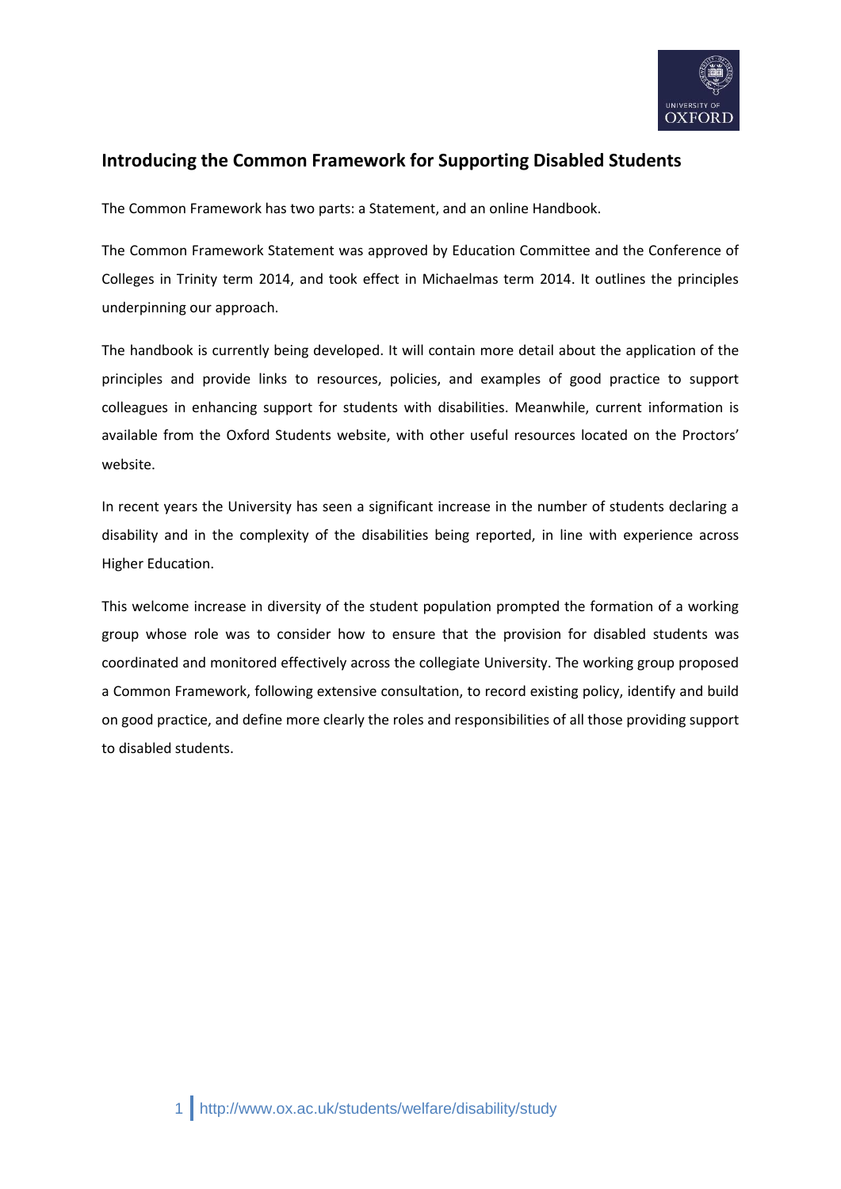## Introducing the Common Framework for Supporting Disabled Students

The Common Framework has two parts: a Statement, and an online Handbook.

The Common Framework Statement was approved by Education Committee and the Conference of Colleges in Trinity term 2014, and took effect in Michaelmas term 2014. It outlines the principles underpinning our approach.

The handbook is currently being developed. It will contain more detail about the application of the principles and provide links to resources, policies, and examples of good practice to support colleagues in enhancing support for students with disabilities. Meanwhile, current information is available from the Oxford Students website, with other useful resources located on the Proctors' website.

In recent years the University has seen a significant increase in the number of students declaring a disability and in the complexity of the disabilities being reported, in line with experience across Higher Education.

This welcome increase in diversity of the student population prompted the formation of a working group whose role was to consider how to ensure that the provision for disabled students was coordinated and monitored effectively across the collegiate University. The working group proposed a Common Framework, following extensive consultation, to record existing policy, identify and build on good practice, and define more clearly the roles and responsibilities of all those providing support to disabled students.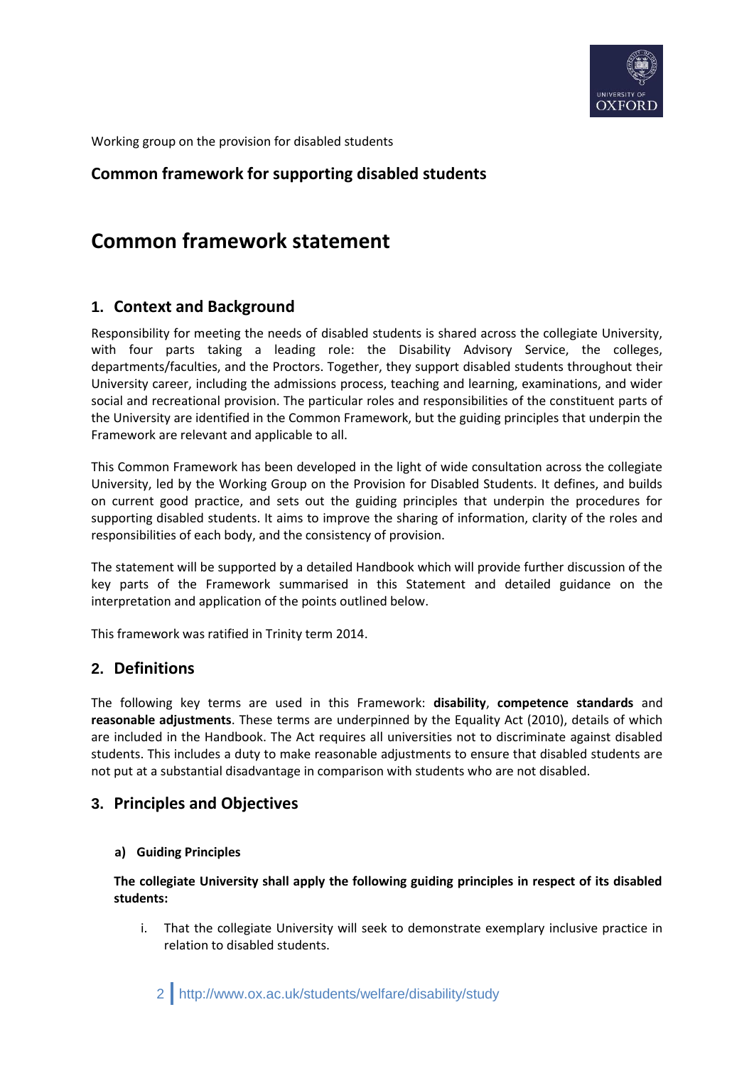Working group on the provision for disabled students

**Common framework for supporting disabled students**

# Common framework statement

## 1. Context and Background

Responsibility for meeting the needs of disabled students is shared across the collegiate University, with four parts taking a leading role: the Disability Advisory Service, the colleges, departments/faculties, and the Proctors. Together, they support disabled students throughout their University career, including the admissions process, teaching and learning, examinations, and wider social and recreational provision. The particular roles and responsibilities of the constituent parts of the University are identified in the Common Framework, but the guiding principles that underpin the Framework are relevant and applicable to all.

This Common Framework has been developed in the light of wide consultation across the collegiate University, led by the Working Group on the Provision for Disabled Students. It defines, and builds on current good practice, and sets out the guiding principles that underpin the procedures for supporting disabled students. It aims to improve the sharing of information, clarity of the roles and responsibilities of each body, and the consistency of provision.

The statement will be supported by a detailed Handbook which will provide further discussion of the key parts of the Framework summarised in this Statement and detailed guidance on the interpretation and application of the points outlined below.

This framework was ratified in Trinity term 2014.

## 2. Definitions

The following key terms are used in this Framework: **disability**, **competence standards** and **reasonable adjustments**. These terms are underpinned by the Equality Act (2010), details of which are included in the Handbook. The Act requires all universities not to discriminate against disabled students. This includes a duty to make reasonable adjustments to ensure that disabled students are not put at a substantial disadvantage in comparison with students who are not disabled.

## 3. Principles and Objectives

### a) Guiding Principles

**The collegiate University shall apply the following guiding principles in respect of its disabled students:**

i. That the collegiate University will seek to demonstrate exemplary inclusive practice in relation to disabled students.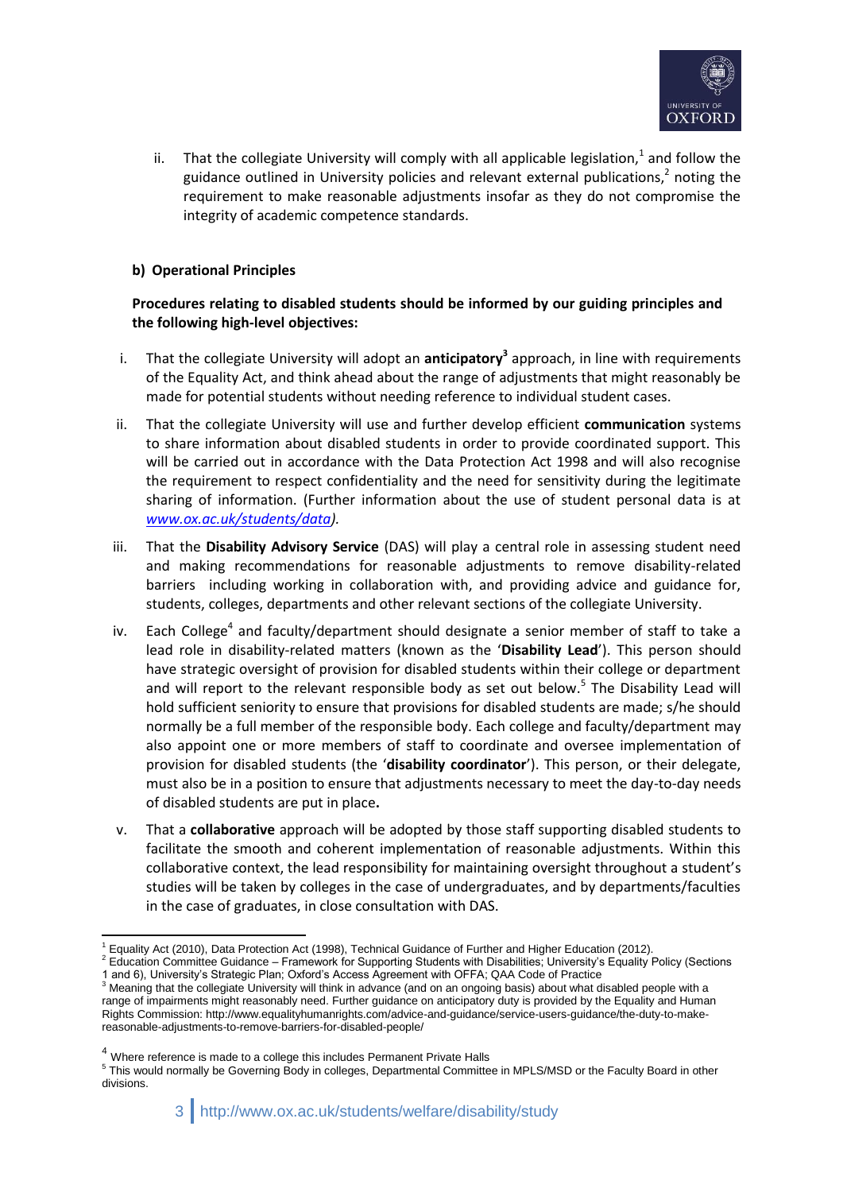ii. That the collegiate University will comply with all applicable legislation,[1] and follow the guidance outlined in University policies and relevant external publications,[2] noting the requirement to make reasonable adjustments insofar as they do not compromise the integrity of academic competence standards.

**b) Operational Principles**

**Procedures relating to disabled students should be informed by our guiding principles and the following high-level objectives:**

i. That the collegiate University will adopt an **anticipatory**[3] approach, in line with requirements of the Equality Act, and think ahead about the range of adjustments that might reasonably be made for potential students without needing reference to individual student cases.

ii. That the collegiate University will use and further develop efficient **communication** systems to share information about disabled students in order to provide coordinated support. This will be carried out in accordance with the Data Protection Act 1998 and will also recognise the requirement to respect confidentiality and the need for sensitivity during the legitimate sharing of information. (Further information about the use of student personal data is at *www.ox.ac.uk/students/data).*

iii. That the **Disability Advisory Service** (DAS) will play a central role in assessing student need and making recommendations for reasonable adjustments to remove disability-related barriers including working in collaboration with, and providing advice and guidance for, students, colleges, departments and other relevant sections of the collegiate University.

iv. Each College[4] and faculty/department should designate a senior member of staff to take a lead role in disability-related matters (known as the '**Disability Lead**'). This person should have strategic oversight of provision for disabled students within their college or department and will report to the relevant responsible body as set out below.[5] The Disability Lead will hold sufficient seniority to ensure that provisions for disabled students are made; s/he should normally be a full member of the responsible body. Each college and faculty/department may also appoint one or more members of staff to coordinate and oversee implementation of provision for disabled students (the '**disability coordinator**'). This person, or their delegate, must also be in a position to ensure that adjustments necessary to meet the day-to-day needs of disabled students are put in place**.**

v. That a **collaborative** approach will be adopted by those staff supporting disabled students to facilitate the smooth and coherent implementation of reasonable adjustments. Within this collaborative context, the lead responsibility for maintaining oversight throughout a student's studies will be taken by colleges in the case of undergraduates, and by departments/faculties in the case of graduates, in close consultation with DAS.

---

[1] Equality Act (2010), Data Protection Act (1998), Technical Guidance of Further and Higher Education (2012).

[2] Education Committee Guidance – Framework for Supporting Students with Disabilities; University's Equality Policy (Sections 1 and 6), University's Strategic Plan; Oxford's Access Agreement with OFFA; QAA Code of Practice

[3] Meaning that the collegiate University will think in advance (and on an ongoing basis) about what disabled people with a range of impairments might reasonably need. Further guidance on anticipatory duty is provided by the Equality and Human Rights Commission: http://www.equalityhumanrights.com/advice-and-guidance/service-users-guidance/the-duty-to-make-reasonable-adjustments-to-remove-barriers-for-disabled-people/

[4] Where reference is made to a college this includes Permanent Private Halls

[5] This would normally be Governing Body in colleges, Departmental Committee in MPLS/MSD or the Faculty Board in other divisions.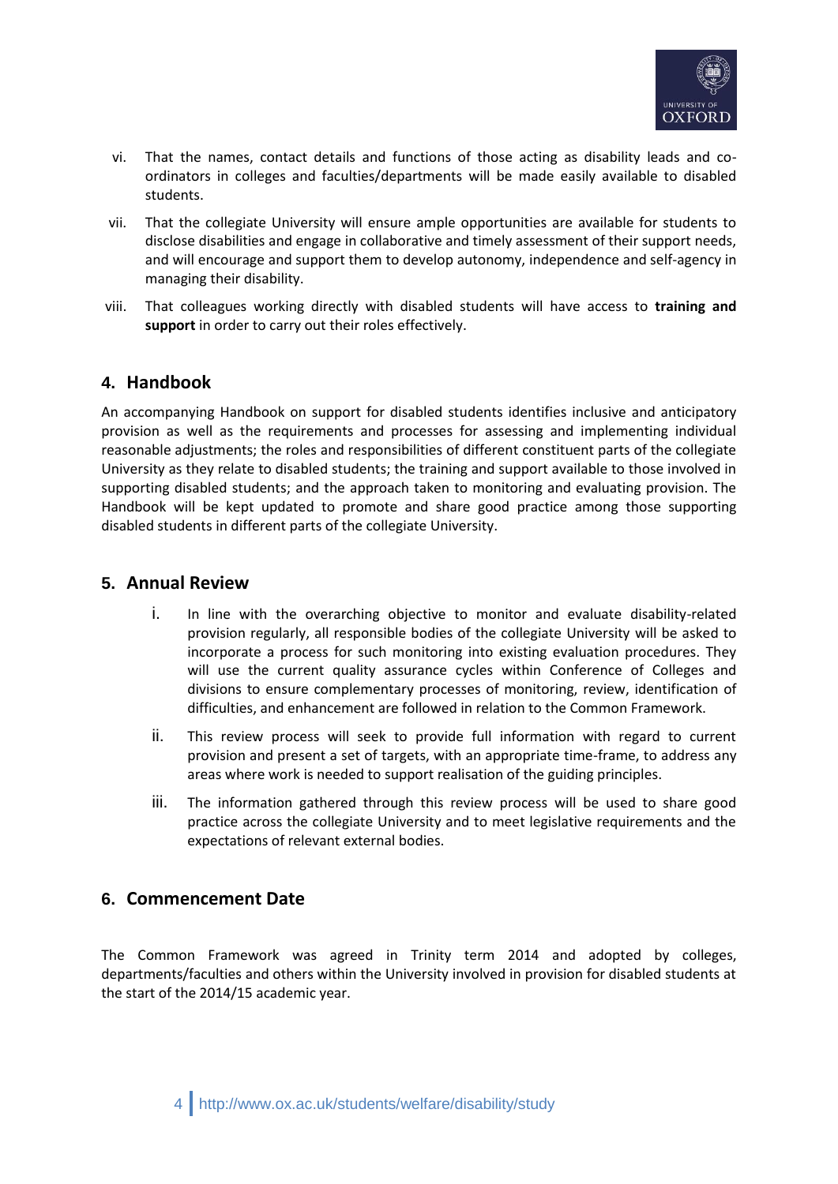vi. That the names, contact details and functions of those acting as disability leads and co-ordinators in colleges and faculties/departments will be made easily available to disabled students.

vii. That the collegiate University will ensure ample opportunities are available for students to disclose disabilities and engage in collaborative and timely assessment of their support needs, and will encourage and support them to develop autonomy, independence and self-agency in managing their disability.

viii. That colleagues working directly with disabled students will have access to **training and support** in order to carry out their roles effectively.

## 4. Handbook

An accompanying Handbook on support for disabled students identifies inclusive and anticipatory provision as well as the requirements and processes for assessing and implementing individual reasonable adjustments; the roles and responsibilities of different constituent parts of the collegiate University as they relate to disabled students; the training and support available to those involved in supporting disabled students; and the approach taken to monitoring and evaluating provision. The Handbook will be kept updated to promote and share good practice among those supporting disabled students in different parts of the collegiate University.

## 5. Annual Review

i. In line with the overarching objective to monitor and evaluate disability-related provision regularly, all responsible bodies of the collegiate University will be asked to incorporate a process for such monitoring into existing evaluation procedures. They will use the current quality assurance cycles within Conference of Colleges and divisions to ensure complementary processes of monitoring, review, identification of difficulties, and enhancement are followed in relation to the Common Framework.

ii. This review process will seek to provide full information with regard to current provision and present a set of targets, with an appropriate time-frame, to address any areas where work is needed to support realisation of the guiding principles.

iii. The information gathered through this review process will be used to share good practice across the collegiate University and to meet legislative requirements and the expectations of relevant external bodies.

## 6. Commencement Date

The Common Framework was agreed in Trinity term 2014 and adopted by colleges, departments/faculties and others within the University involved in provision for disabled students at the start of the 2014/15 academic year.